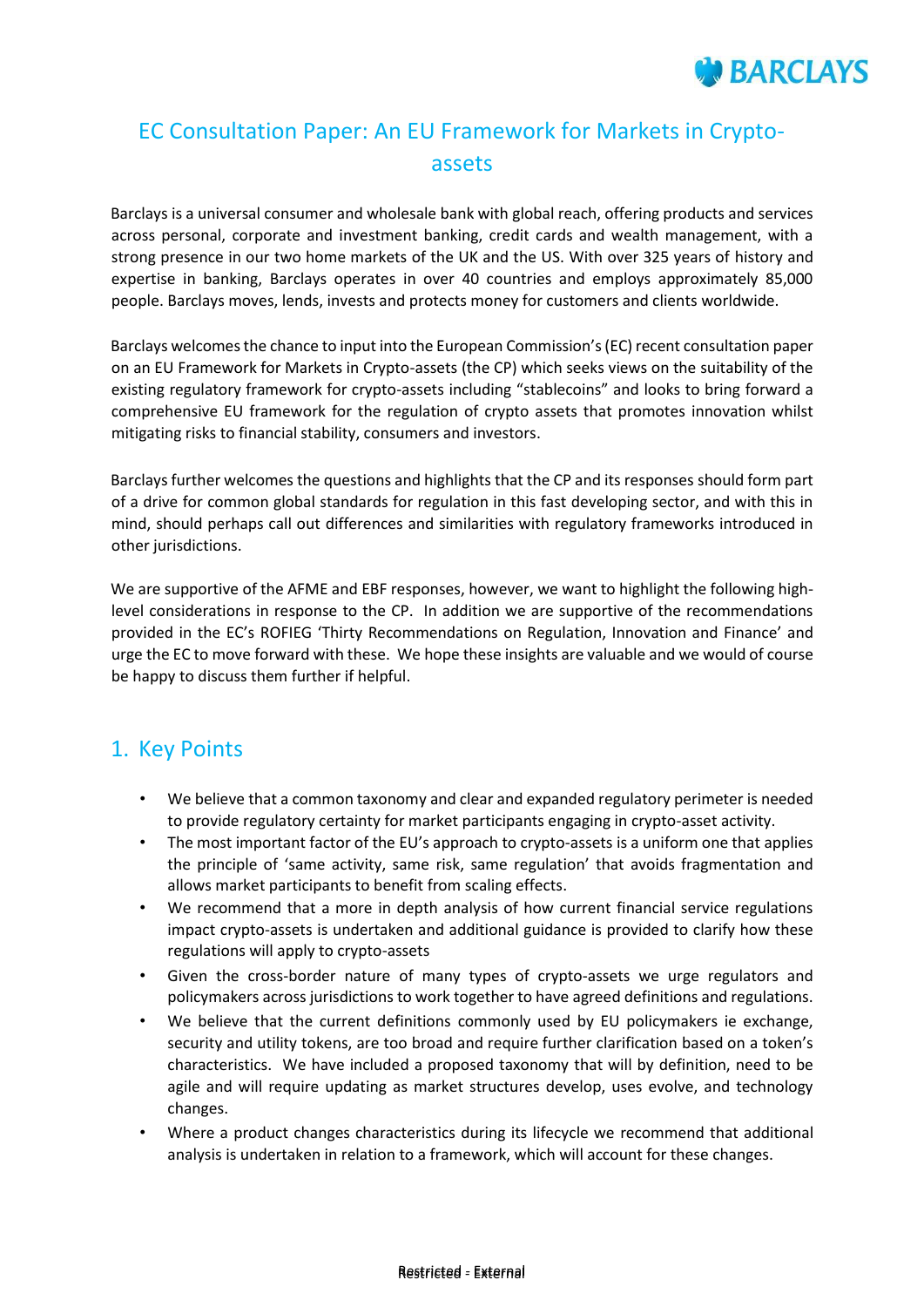# EC Consultation Paper: An EU Framework for Markets in Crypto-assets

Barclays is a universal consumer and wholesale bank with global reach, offering products and services across personal, corporate and investment banking, credit cards and wealth management, with a strong presence in our two home markets of the UK and the US. With over 325 years of history and expertise in banking, Barclays operates in over 40 countries and employs approximately 85,000 people. Barclays moves, lends, invests and protects money for customers and clients worldwide.

Barclays welcomes the chance to input into the European Commission's (EC) recent consultation paper on an EU Framework for Markets in Crypto-assets (the CP) which seeks views on the suitability of the existing regulatory framework for crypto-assets including "stablecoins" and looks to bring forward a comprehensive EU framework for the regulation of crypto assets that promotes innovation whilst mitigating risks to financial stability, consumers and investors.

Barclays further welcomes the questions and highlights that the CP and its responses should form part of a drive for common global standards for regulation in this fast developing sector, and with this in mind, should perhaps call out differences and similarities with regulatory frameworks introduced in other jurisdictions.

We are supportive of the AFME and EBF responses, however, we want to highlight the following high-level considerations in response to the CP. In addition we are supportive of the recommendations provided in the EC's ROFIEG 'Thirty Recommendations on Regulation, Innovation and Finance' and urge the EC to move forward with these. We hope these insights are valuable and we would of course be happy to discuss them further if helpful.

## 1. Key Points

- We believe that a common taxonomy and clear and expanded regulatory perimeter is needed to provide regulatory certainty for market participants engaging in crypto-asset activity.
- The most important factor of the EU's approach to crypto-assets is a uniform one that applies the principle of 'same activity, same risk, same regulation' that avoids fragmentation and allows market participants to benefit from scaling effects.
- We recommend that a more in depth analysis of how current financial service regulations impact crypto-assets is undertaken and additional guidance is provided to clarify how these regulations will apply to crypto-assets
- Given the cross-border nature of many types of crypto-assets we urge regulators and policymakers across jurisdictions to work together to have agreed definitions and regulations.
- We believe that the current definitions commonly used by EU policymakers ie exchange, security and utility tokens, are too broad and require further clarification based on a token's characteristics. We have included a proposed taxonomy that will by definition, need to be agile and will require updating as market structures develop, uses evolve, and technology changes.
- Where a product changes characteristics during its lifecycle we recommend that additional analysis is undertaken in relation to a framework, which will account for these changes.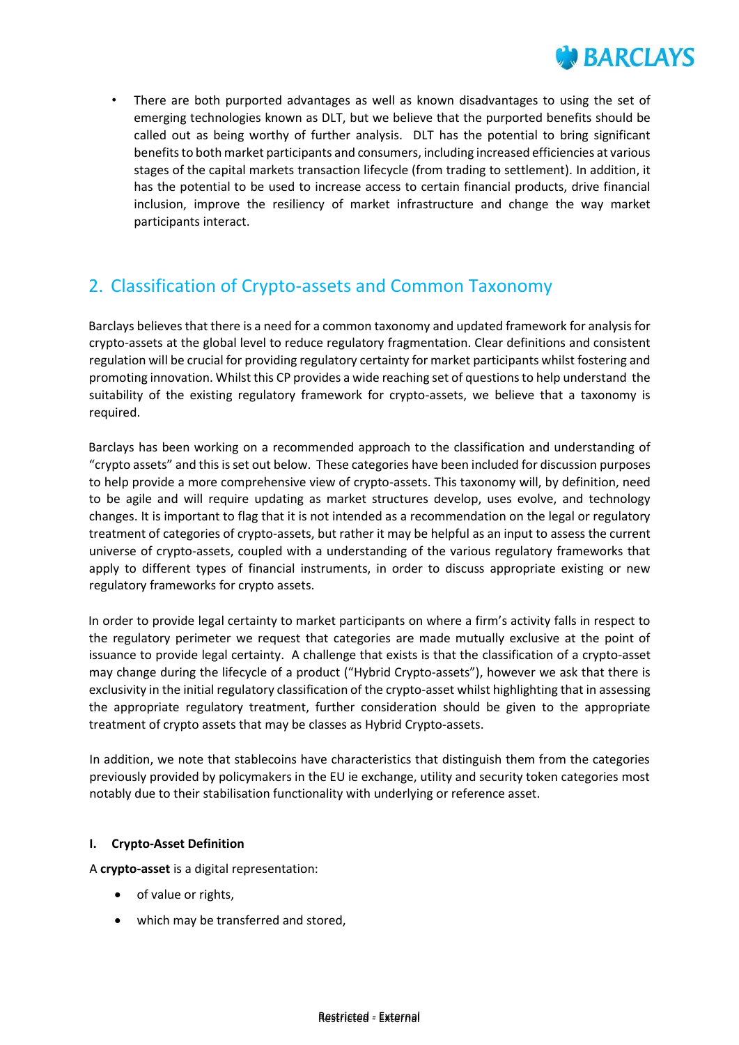- There are both purported advantages as well as known disadvantages to using the set of emerging technologies known as DLT, but we believe that the purported benefits should be called out as being worthy of further analysis. DLT has the potential to bring significant benefits to both market participants and consumers, including increased efficiencies at various stages of the capital markets transaction lifecycle (from trading to settlement). In addition, it has the potential to be used to increase access to certain financial products, drive financial inclusion, improve the resiliency of market infrastructure and change the way market participants interact.

## 2. Classification of Crypto-assets and Common Taxonomy

Barclays believes that there is a need for a common taxonomy and updated framework for analysis for crypto-assets at the global level to reduce regulatory fragmentation. Clear definitions and consistent regulation will be crucial for providing regulatory certainty for market participants whilst fostering and promoting innovation. Whilst this CP provides a wide reaching set of questions to help understand the suitability of the existing regulatory framework for crypto-assets, we believe that a taxonomy is required.

Barclays has been working on a recommended approach to the classification and understanding of "crypto assets" and this is set out below. These categories have been included for discussion purposes to help provide a more comprehensive view of crypto-assets. This taxonomy will, by definition, need to be agile and will require updating as market structures develop, uses evolve, and technology changes. It is important to flag that it is not intended as a recommendation on the legal or regulatory treatment of categories of crypto-assets, but rather it may be helpful as an input to assess the current universe of crypto-assets, coupled with a understanding of the various regulatory frameworks that apply to different types of financial instruments, in order to discuss appropriate existing or new regulatory frameworks for crypto assets.

In order to provide legal certainty to market participants on where a firm's activity falls in respect to the regulatory perimeter we request that categories are made mutually exclusive at the point of issuance to provide legal certainty. A challenge that exists is that the classification of a crypto-asset may change during the lifecycle of a product ("Hybrid Crypto-assets"), however we ask that there is exclusivity in the initial regulatory classification of the crypto-asset whilst highlighting that in assessing the appropriate regulatory treatment, further consideration should be given to the appropriate treatment of crypto assets that may be classes as Hybrid Crypto-assets.

In addition, we note that stablecoins have characteristics that distinguish them from the categories previously provided by policymakers in the EU ie exchange, utility and security token categories most notably due to their stabilisation functionality with underlying or reference asset.

#### I. Crypto-Asset Definition

A **crypto-asset** is a digital representation:

- of value or rights,
- which may be transferred and stored,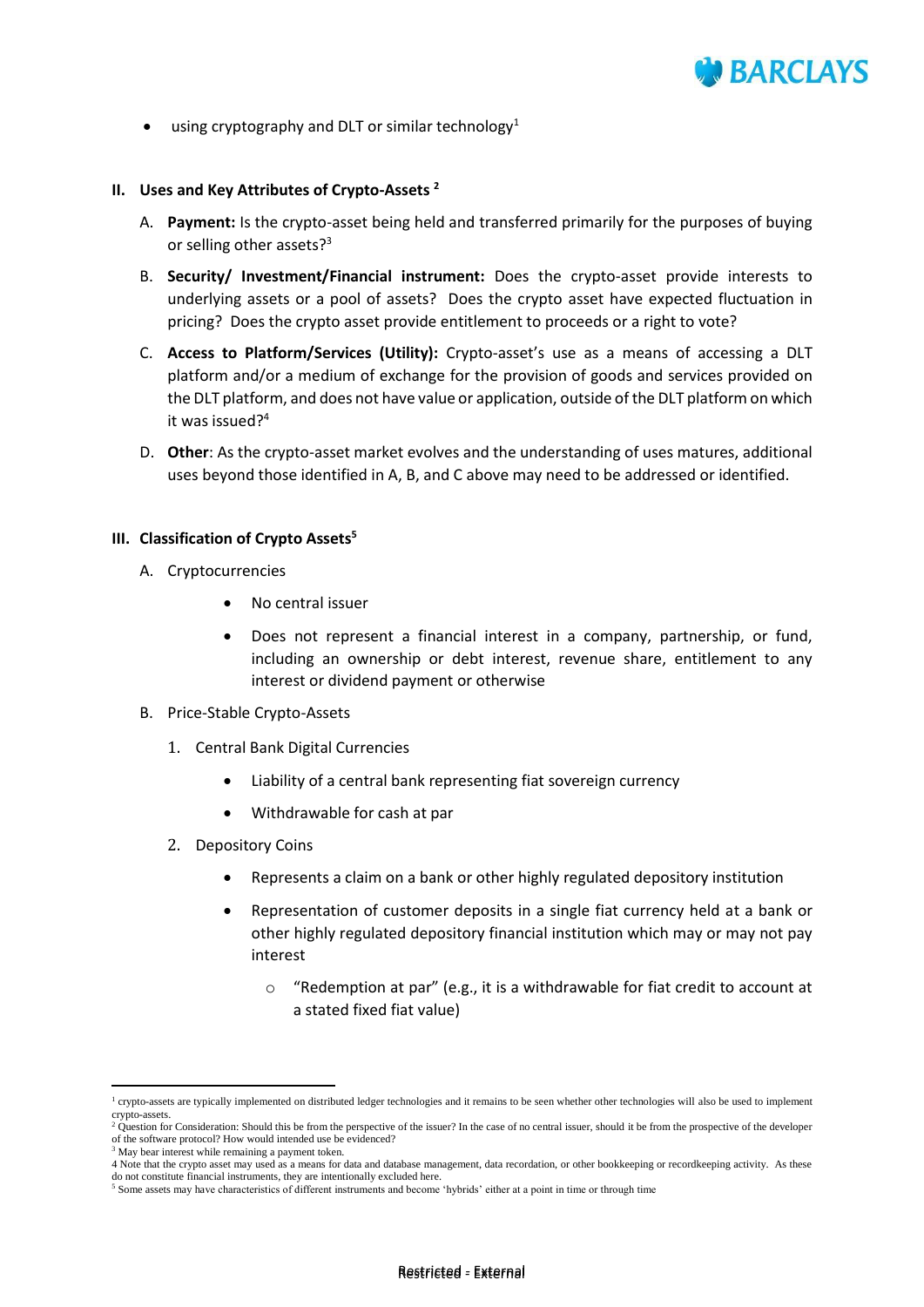- using cryptography and DLT or similar technology[1]

## II. Uses and Key Attributes of Crypto-Assets [2]

A. **Payment:** Is the crypto-asset being held and transferred primarily for the purposes of buying or selling other assets?[3]

B. **Security/ Investment/Financial instrument:** Does the crypto-asset provide interests to underlying assets or a pool of assets? Does the crypto asset have expected fluctuation in pricing? Does the crypto asset provide entitlement to proceeds or a right to vote?

C. **Access to Platform/Services (Utility):** Crypto-asset's use as a means of accessing a DLT platform and/or a medium of exchange for the provision of goods and services provided on the DLT platform, and does not have value or application, outside of the DLT platform on which it was issued?[4]

D. **Other**: As the crypto-asset market evolves and the understanding of uses matures, additional uses beyond those identified in A, B, and C above may need to be addressed or identified.

## III. Classification of Crypto Assets[5]

A. Cryptocurrencies

- No central issuer
- Does not represent a financial interest in a company, partnership, or fund, including an ownership or debt interest, revenue share, entitlement to any interest or dividend payment or otherwise

B. Price-Stable Crypto-Assets

1. Central Bank Digital Currencies
   - Liability of a central bank representing fiat sovereign currency
   - Withdrawable for cash at par
2. Depository Coins
   - Represents a claim on a bank or other highly regulated depository institution
   - Representation of customer deposits in a single fiat currency held at a bank or other highly regulated depository financial institution which may or may not pay interest
     - "Redemption at par" (e.g., it is a withdrawable for fiat credit to account at a stated fixed fiat value)

---

[1] crypto-assets are typically implemented on distributed ledger technologies and it remains to be seen whether other technologies will also be used to implement crypto-assets.

[2] Question for Consideration: Should this be from the perspective of the issuer? In the case of no central issuer, should it be from the prospective of the developer of the software protocol? How would intended use be evidenced?

[3] May bear interest while remaining a payment token.

[4] Note that the crypto asset may used as a means for data and database management, data recordation, or other bookkeeping or recordkeeping activity. As these do not constitute financial instruments, they are intentionally excluded here.

[5] Some assets may have characteristics of different instruments and become 'hybrids' either at a point in time or through time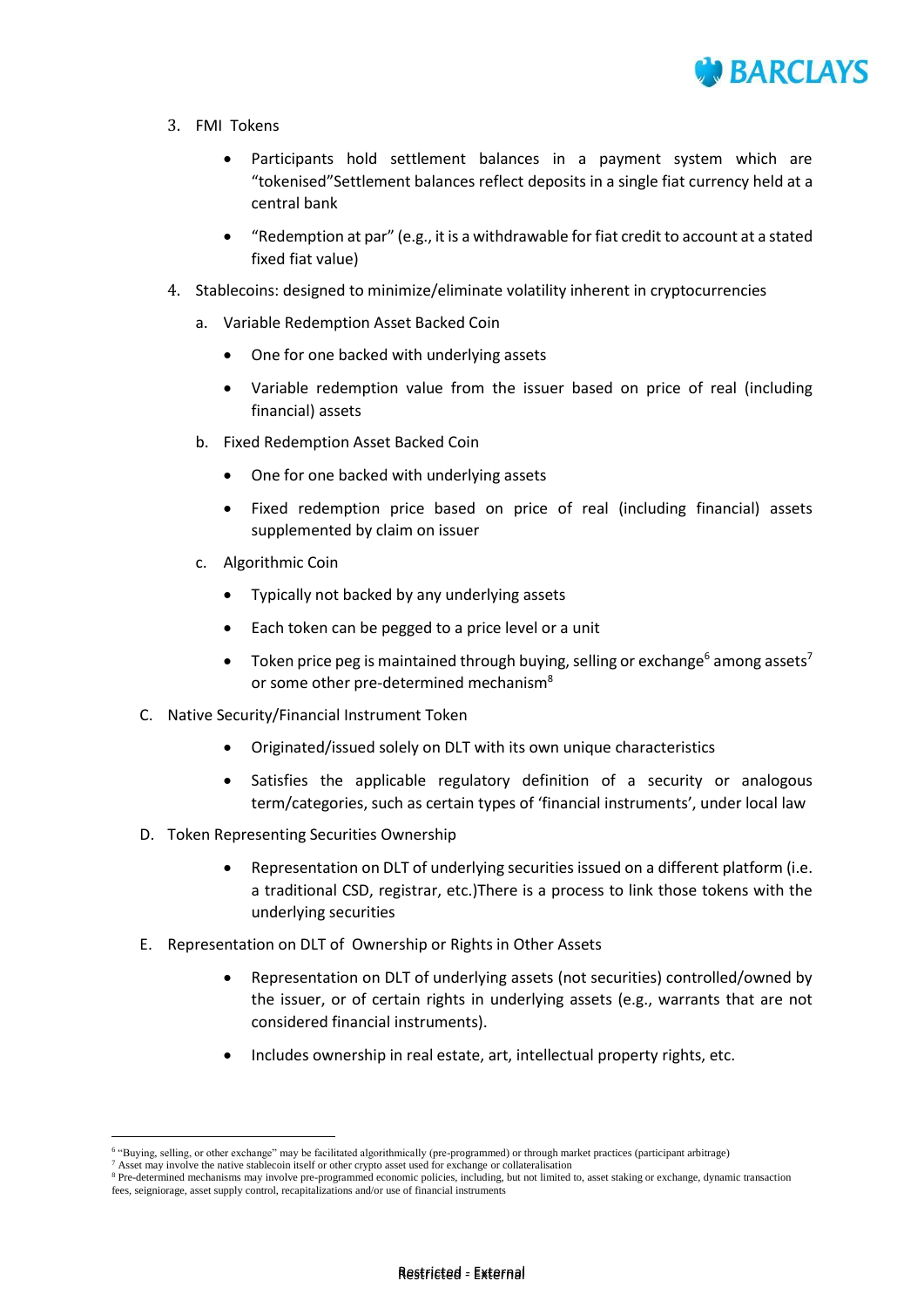3. FMI Tokens

    - Participants hold settlement balances in a payment system which are "tokenised"Settlement balances reflect deposits in a single fiat currency held at a central bank
    - "Redemption at par" (e.g., it is a withdrawable for fiat credit to account at a stated fixed fiat value)

4. Stablecoins: designed to minimize/eliminate volatility inherent in cryptocurrencies

    a. Variable Redemption Asset Backed Coin

    - One for one backed with underlying assets
    - Variable redemption value from the issuer based on price of real (including financial) assets

    b. Fixed Redemption Asset Backed Coin

    - One for one backed with underlying assets
    - Fixed redemption price based on price of real (including financial) assets supplemented by claim on issuer

    c. Algorithmic Coin

    - Typically not backed by any underlying assets
    - Each token can be pegged to a price level or a unit
    - Token price peg is maintained through buying, selling or exchange[6] among assets[7] or some other pre-determined mechanism[8]

C. Native Security/Financial Instrument Token

- Originated/issued solely on DLT with its own unique characteristics
- Satisfies the applicable regulatory definition of a security or analogous term/categories, such as certain types of 'financial instruments', under local law

D. Token Representing Securities Ownership

- Representation on DLT of underlying securities issued on a different platform (i.e. a traditional CSD, registrar, etc.)There is a process to link those tokens with the underlying securities

E. Representation on DLT of Ownership or Rights in Other Assets

- Representation on DLT of underlying assets (not securities) controlled/owned by the issuer, or of certain rights in underlying assets (e.g., warrants that are not considered financial instruments).
- Includes ownership in real estate, art, intellectual property rights, etc.

---

[6] "Buying, selling, or other exchange" may be facilitated algorithmically (pre-programmed) or through market practices (participant arbitrage)

[7] Asset may involve the native stablecoin itself or other crypto asset used for exchange or collateralisation

[8] Pre-determined mechanisms may involve pre-programmed economic policies, including, but not limited to, asset staking or exchange, dynamic transaction fees, seigniorage, asset supply control, recapitalizations and/or use of financial instruments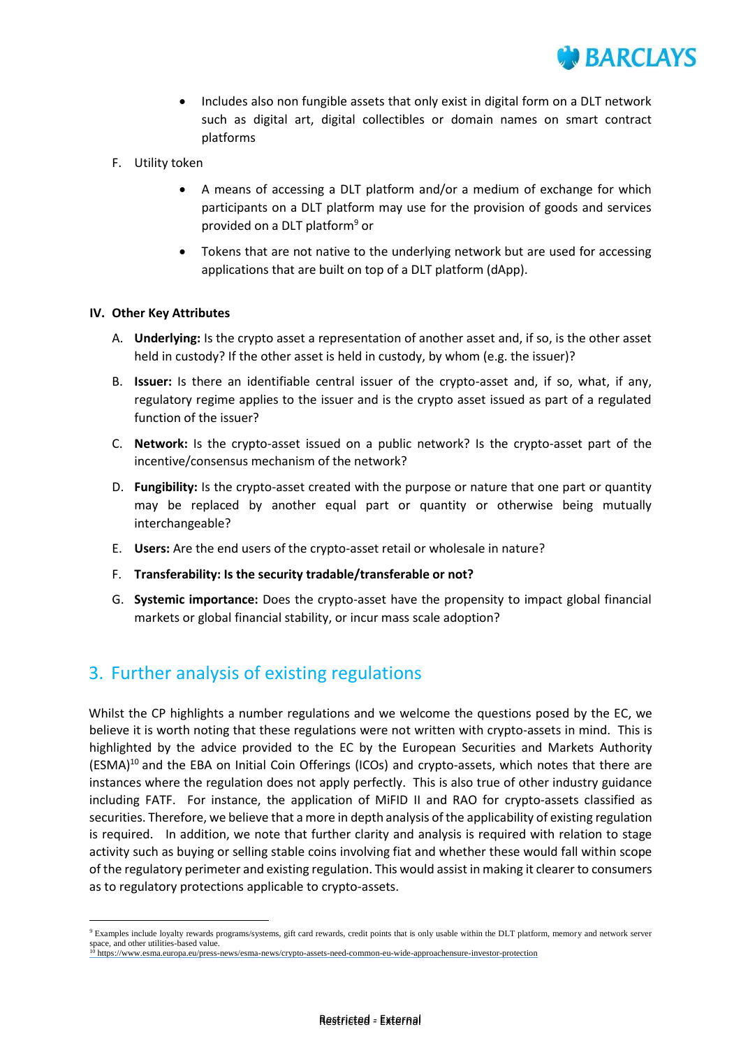- Includes also non fungible assets that only exist in digital form on a DLT network such as digital art, digital collectibles or domain names on smart contract platforms

F. Utility token

- A means of accessing a DLT platform and/or a medium of exchange for which participants on a DLT platform may use for the provision of goods and services provided on a DLT platform[9] or
- Tokens that are not native to the underlying network but are used for accessing applications that are built on top of a DLT platform (dApp).

**IV. Other Key Attributes**

A. **Underlying:** Is the crypto asset a representation of another asset and, if so, is the other asset held in custody? If the other asset is held in custody, by whom (e.g. the issuer)?

B. **Issuer:** Is there an identifiable central issuer of the crypto-asset and, if so, what, if any, regulatory regime applies to the issuer and is the crypto asset issued as part of a regulated function of the issuer?

C. **Network:** Is the crypto-asset issued on a public network? Is the crypto-asset part of the incentive/consensus mechanism of the network?

D. **Fungibility:** Is the crypto-asset created with the purpose or nature that one part or quantity may be replaced by another equal part or quantity or otherwise being mutually interchangeable?

E. **Users:** Are the end users of the crypto-asset retail or wholesale in nature?

F. **Transferability: Is the security tradable/transferable or not?**

G. **Systemic importance:** Does the crypto-asset have the propensity to impact global financial markets or global financial stability, or incur mass scale adoption?

## 3. Further analysis of existing regulations

Whilst the CP highlights a number regulations and we welcome the questions posed by the EC, we believe it is worth noting that these regulations were not written with crypto-assets in mind. This is highlighted by the advice provided to the EC by the European Securities and Markets Authority (ESMA)[10] and the EBA on Initial Coin Offerings (ICOs) and crypto-assets, which notes that there are instances where the regulation does not apply perfectly. This is also true of other industry guidance including FATF. For instance, the application of MiFID II and RAO for crypto-assets classified as securities. Therefore, we believe that a more in depth analysis of the applicability of existing regulation is required. In addition, we note that further clarity and analysis is required with relation to stage activity such as buying or selling stable coins involving fiat and whether these would fall within scope of the regulatory perimeter and existing regulation. This would assist in making it clearer to consumers as to regulatory protections applicable to crypto-assets.

[9] Examples include loyalty rewards programs/systems, gift card rewards, credit points that is only usable within the DLT platform, memory and network server space, and other utilities-based value.

[10] https://www.esma.europa.eu/press-news/esma-news/crypto-assets-need-common-eu-wide-approachensure-investor-protection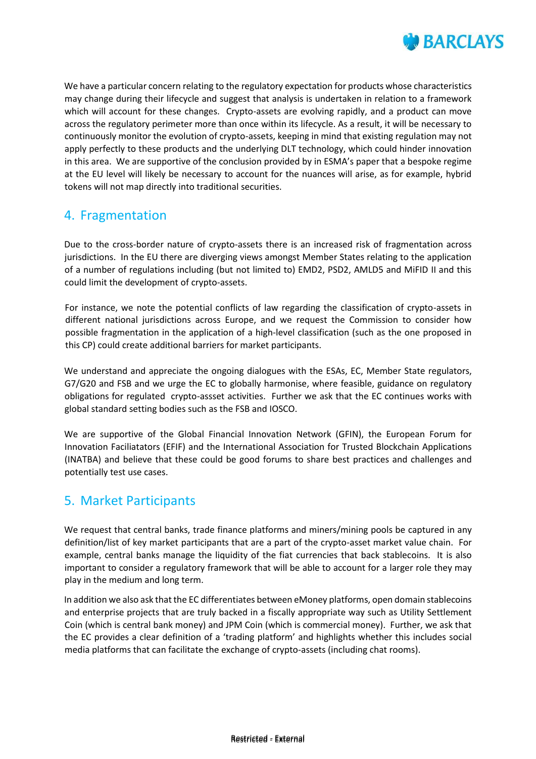We have a particular concern relating to the regulatory expectation for products whose characteristics may change during their lifecycle and suggest that analysis is undertaken in relation to a framework which will account for these changes. Crypto-assets are evolving rapidly, and a product can move across the regulatory perimeter more than once within its lifecycle. As a result, it will be necessary to continuously monitor the evolution of crypto-assets, keeping in mind that existing regulation may not apply perfectly to these products and the underlying DLT technology, which could hinder innovation in this area. We are supportive of the conclusion provided by in ESMA's paper that a bespoke regime at the EU level will likely be necessary to account for the nuances will arise, as for example, hybrid tokens will not map directly into traditional securities.

## 4. Fragmentation

Due to the cross-border nature of crypto-assets there is an increased risk of fragmentation across jurisdictions. In the EU there are diverging views amongst Member States relating to the application of a number of regulations including (but not limited to) EMD2, PSD2, AMLD5 and MiFID II and this could limit the development of crypto-assets.

For instance, we note the potential conflicts of law regarding the classification of crypto-assets in different national jurisdictions across Europe, and we request the Commission to consider how possible fragmentation in the application of a high-level classification (such as the one proposed in this CP) could create additional barriers for market participants.

We understand and appreciate the ongoing dialogues with the ESAs, EC, Member State regulators, G7/G20 and FSB and we urge the EC to globally harmonise, where feasible, guidance on regulatory obligations for regulated crypto-assset activities. Further we ask that the EC continues works with global standard setting bodies such as the FSB and IOSCO.

We are supportive of the Global Financial Innovation Network (GFIN), the European Forum for Innovation Faciliatators (EFIF) and the International Association for Trusted Blockchain Applications (INATBA) and believe that these could be good forums to share best practices and challenges and potentially test use cases.

## 5. Market Participants

We request that central banks, trade finance platforms and miners/mining pools be captured in any definition/list of key market participants that are a part of the crypto-asset market value chain. For example, central banks manage the liquidity of the fiat currencies that back stablecoins. It is also important to consider a regulatory framework that will be able to account for a larger role they may play in the medium and long term.

In addition we also ask that the EC differentiates between eMoney platforms, open domain stablecoins and enterprise projects that are truly backed in a fiscally appropriate way such as Utility Settlement Coin (which is central bank money) and JPM Coin (which is commercial money). Further, we ask that the EC provides a clear definition of a 'trading platform' and highlights whether this includes social media platforms that can facilitate the exchange of crypto-assets (including chat rooms).